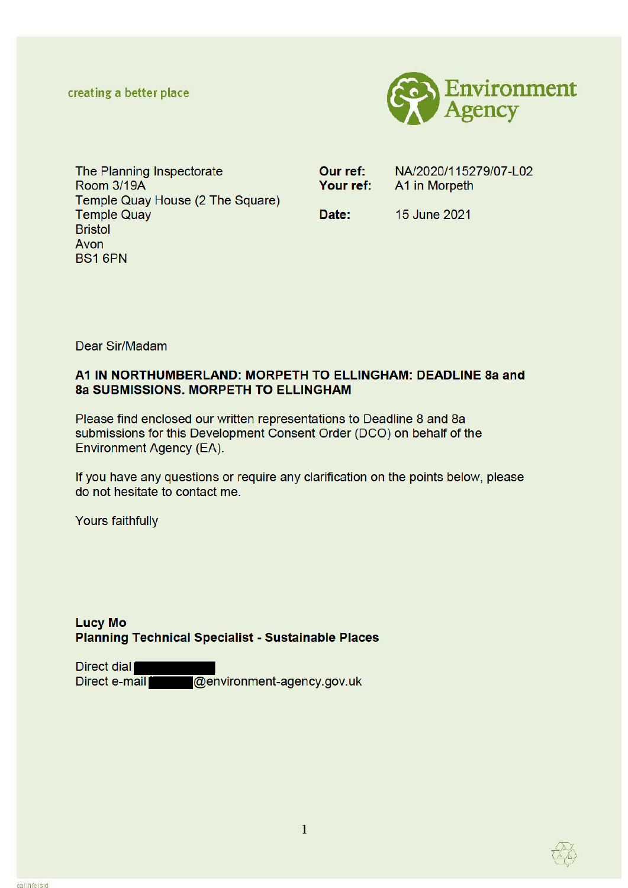creating a better place

Environment Agency

The Planning Inspectorate
Room 3/19A
Temple Quay House (2 The Square)
Temple Quay
Bristol
Avon
BS1 6PN

**Our ref:** NA/2020/115279/07-L02
**Your ref:** A1 in Morpeth

**Date:** 15 June 2021

Dear Sir/Madam

**A1 IN NORTHUMBERLAND: MORPETH TO ELLINGHAM: DEADLINE 8a and 8a SUBMISSIONS. MORPETH TO ELLINGHAM**

Please find enclosed our written representations to Deadline 8 and 8a submissions for this Development Consent Order (DCO) on behalf of the Environment Agency (EA).

If you have any questions or require any clarification on the points below, please do not hesitate to contact me.

Yours faithfully

**Lucy Mo**
**Planning Technical Specialist - Sustainable Places**

Direct dial [redacted]
Direct e-mail [redacted]@environment-agency.gov.uk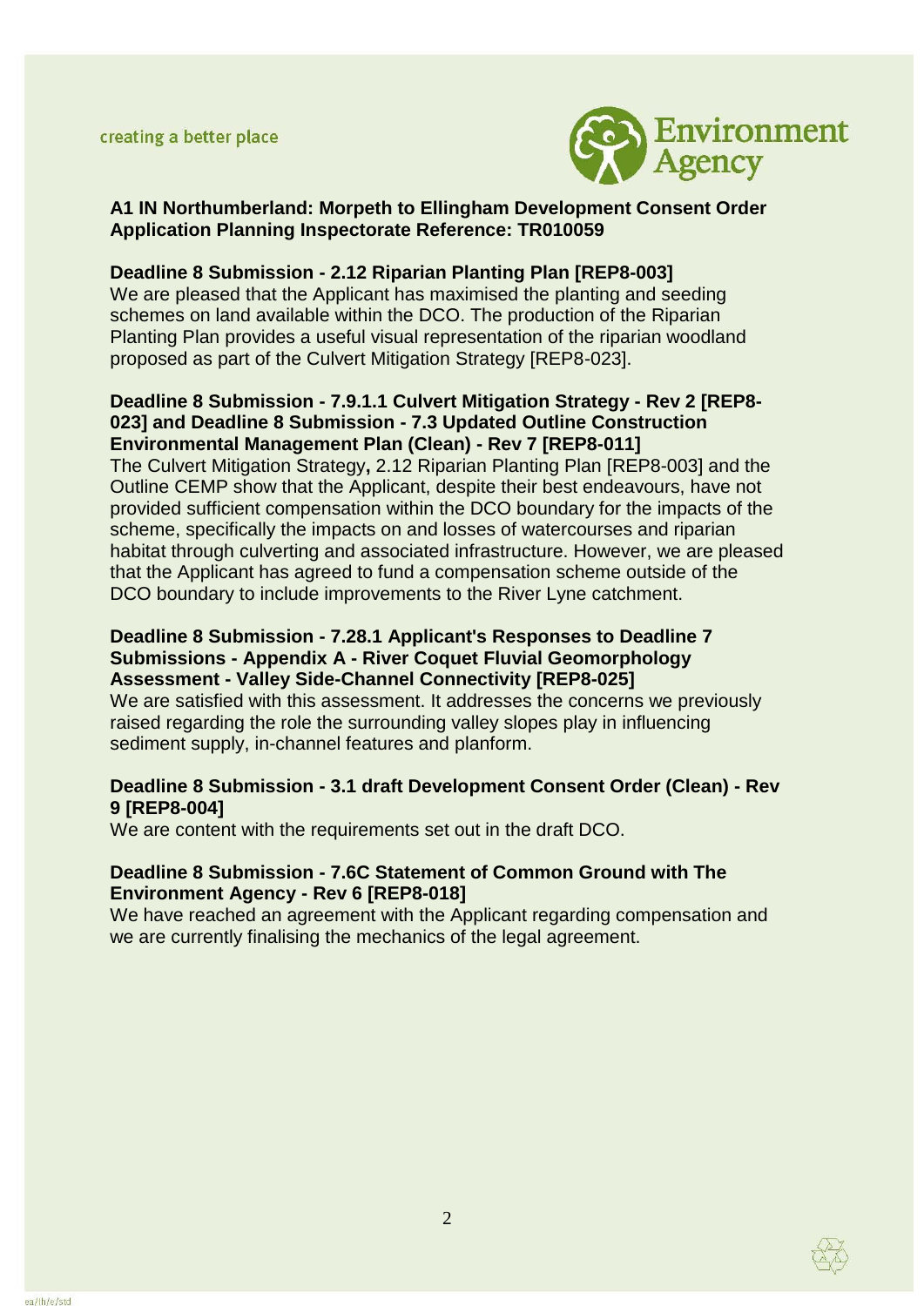**A1 IN Northumberland: Morpeth to Ellingham Development Consent Order Application Planning Inspectorate Reference: TR010059**

**Deadline 8 Submission - 2.12 Riparian Planting Plan [REP8-003]**

We are pleased that the Applicant has maximised the planting and seeding schemes on land available within the DCO. The production of the Riparian Planting Plan provides a useful visual representation of the riparian woodland proposed as part of the Culvert Mitigation Strategy [REP8-023].

**Deadline 8 Submission - 7.9.1.1 Culvert Mitigation Strategy - Rev 2 [REP8-023] and Deadline 8 Submission - 7.3 Updated Outline Construction Environmental Management Plan (Clean) - Rev 7 [REP8-011]**

The Culvert Mitigation Strategy**,** 2.12 Riparian Planting Plan [REP8-003] and the Outline CEMP show that the Applicant, despite their best endeavours, have not provided sufficient compensation within the DCO boundary for the impacts of the scheme, specifically the impacts on and losses of watercourses and riparian habitat through culverting and associated infrastructure. However, we are pleased that the Applicant has agreed to fund a compensation scheme outside of the DCO boundary to include improvements to the River Lyne catchment.

**Deadline 8 Submission - 7.28.1 Applicant's Responses to Deadline 7 Submissions - Appendix A - River Coquet Fluvial Geomorphology Assessment - Valley Side-Channel Connectivity [REP8-025]**

We are satisfied with this assessment. It addresses the concerns we previously raised regarding the role the surrounding valley slopes play in influencing sediment supply, in-channel features and planform.

**Deadline 8 Submission - 3.1 draft Development Consent Order (Clean) - Rev 9 [REP8-004]**

We are content with the requirements set out in the draft DCO.

**Deadline 8 Submission - 7.6C Statement of Common Ground with The Environment Agency - Rev 6 [REP8-018]**

We have reached an agreement with the Applicant regarding compensation and we are currently finalising the mechanics of the legal agreement.